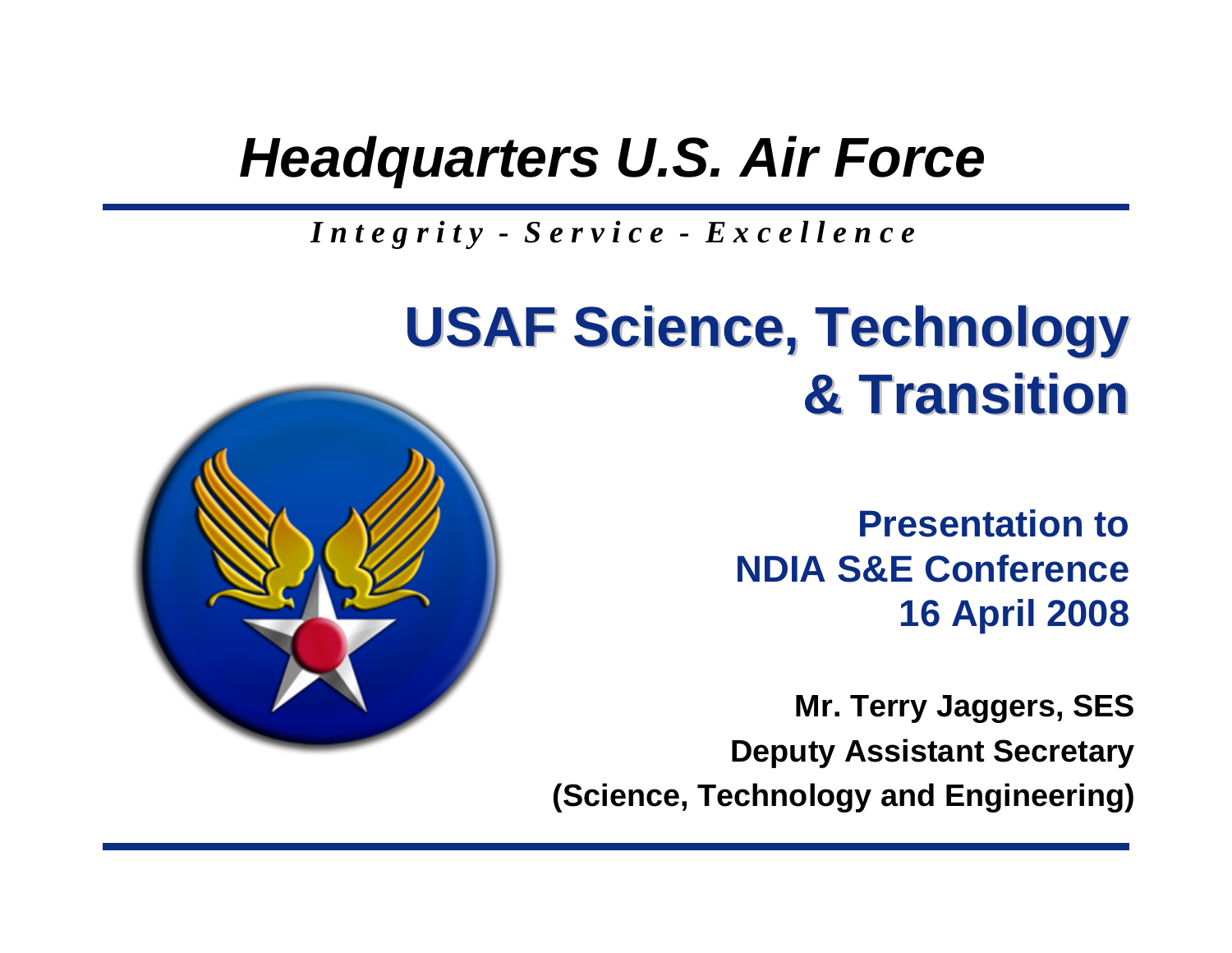*Headquarters U.S. Air Force*

*Integrity - Service - Excellence*

# USAF Science, Technology & Transition

**Presentation to**
**NDIA S&E Conference**
**16 April 2008**

**Mr. Terry Jaggers, SES**
**Deputy Assistant Secretary**
**(Science, Technology and Engineering)**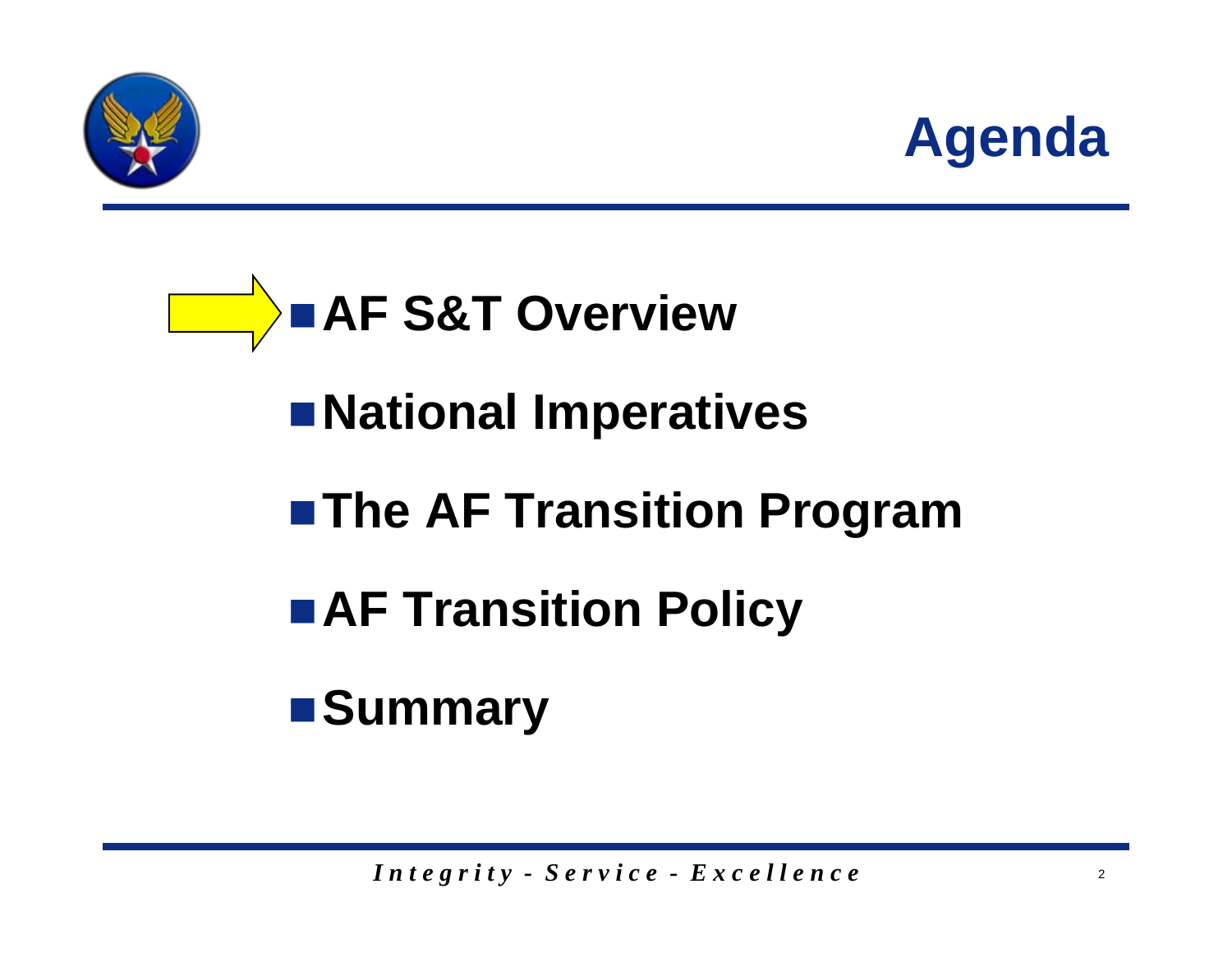# Agenda

- **AF S&T Overview**
- **National Imperatives**
- **The AF Transition Program**
- **AF Transition Policy**
- **Summary**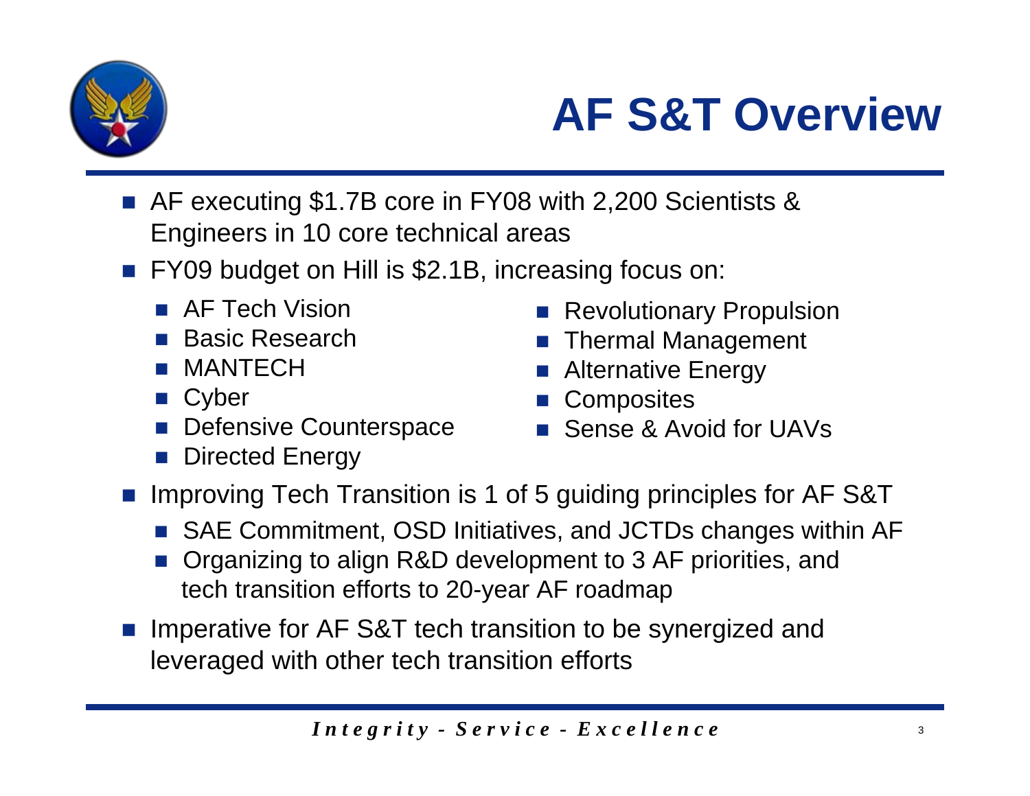# AF S&T Overview

- AF executing $1.7B core in FY08 with 2,200 Scientists & Engineers in 10 core technical areas
- FY09 budget on Hill is $2.1B, increasing focus on:
  - AF Tech Vision
  - Basic Research
  - MANTECH
  - Cyber
  - Defensive Counterspace
  - Directed Energy
  - Revolutionary Propulsion
  - Thermal Management
  - Alternative Energy
  - Composites
  - Sense & Avoid for UAVs
- Improving Tech Transition is 1 of 5 guiding principles for AF S&T
  - SAE Commitment, OSD Initiatives, and JCTDs changes within AF
  - Organizing to align R&D development to 3 AF priorities, and tech transition efforts to 20-year AF roadmap
- Imperative for AF S&T tech transition to be synergized and leveraged with other tech transition efforts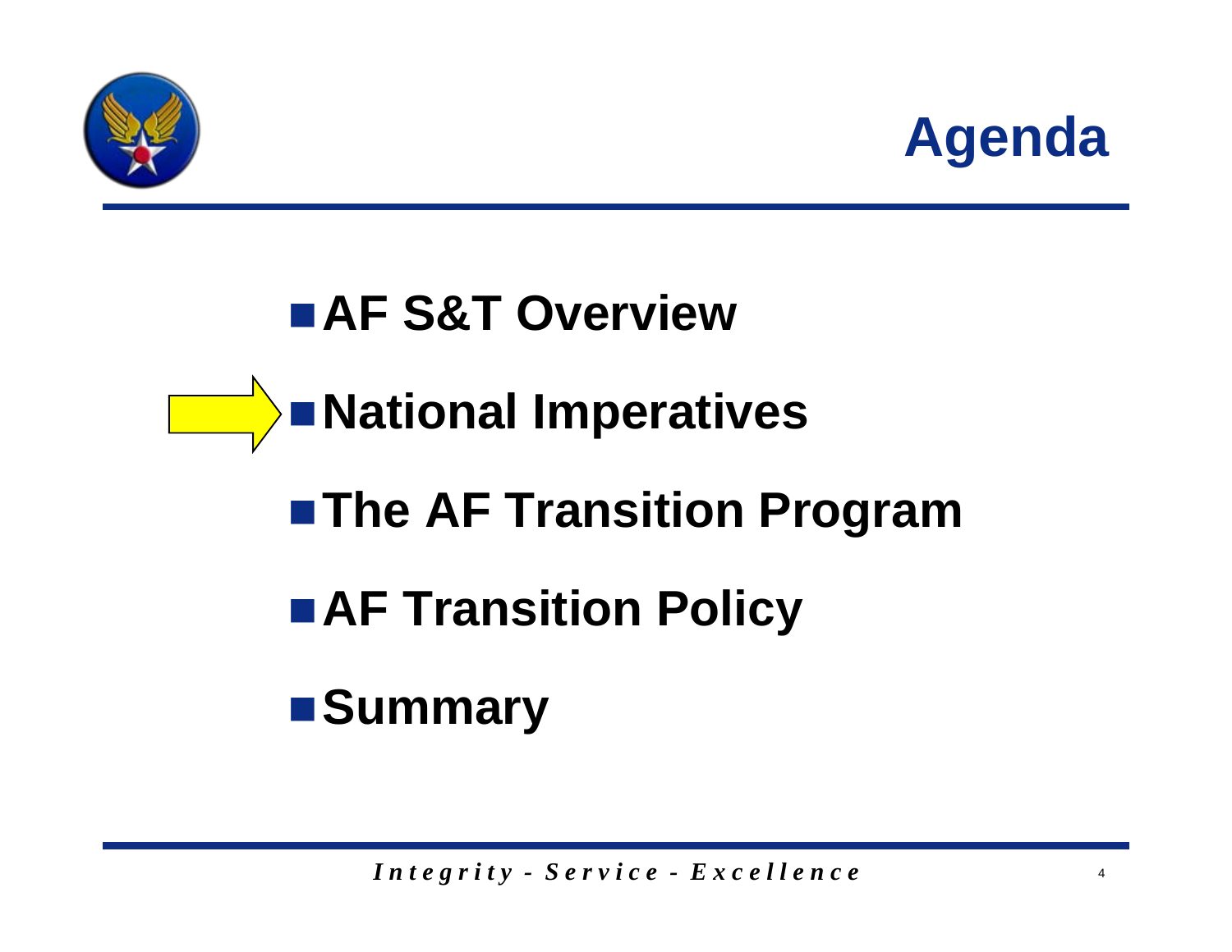# Agenda

- AF S&T Overview
- National Imperatives
- The AF Transition Program
- AF Transition Policy
- Summary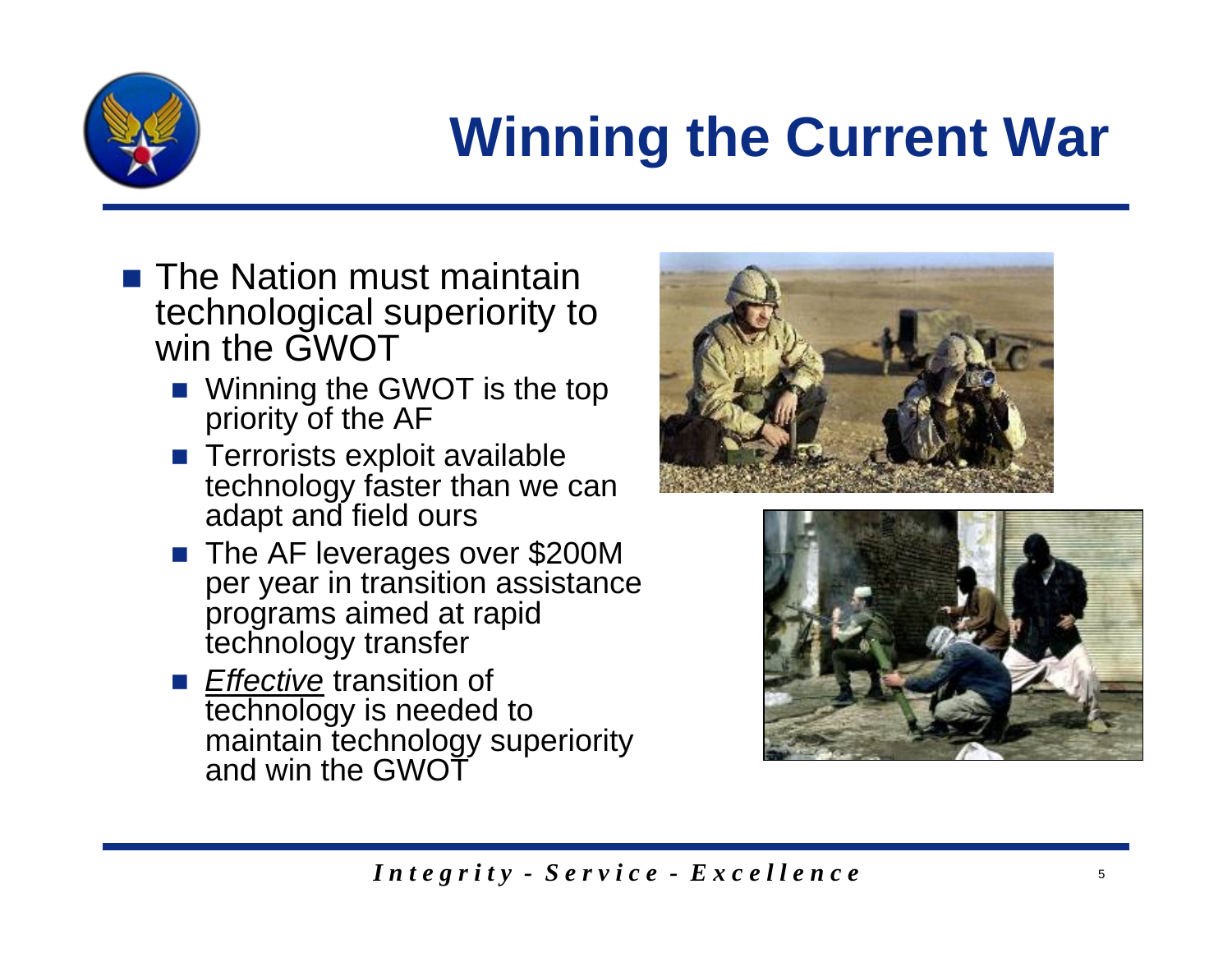# Winning the Current War

- The Nation must maintain technological superiority to win the GWOT
  - Winning the GWOT is the top priority of the AF
  - Terrorists exploit available technology faster than we can adapt and field ours
  - The AF leverages over $200M per year in transition assistance programs aimed at rapid technology transfer
  - *Effective* transition of technology is needed to maintain technology superiority and win the GWOT

*Integrity - Service - Excellence*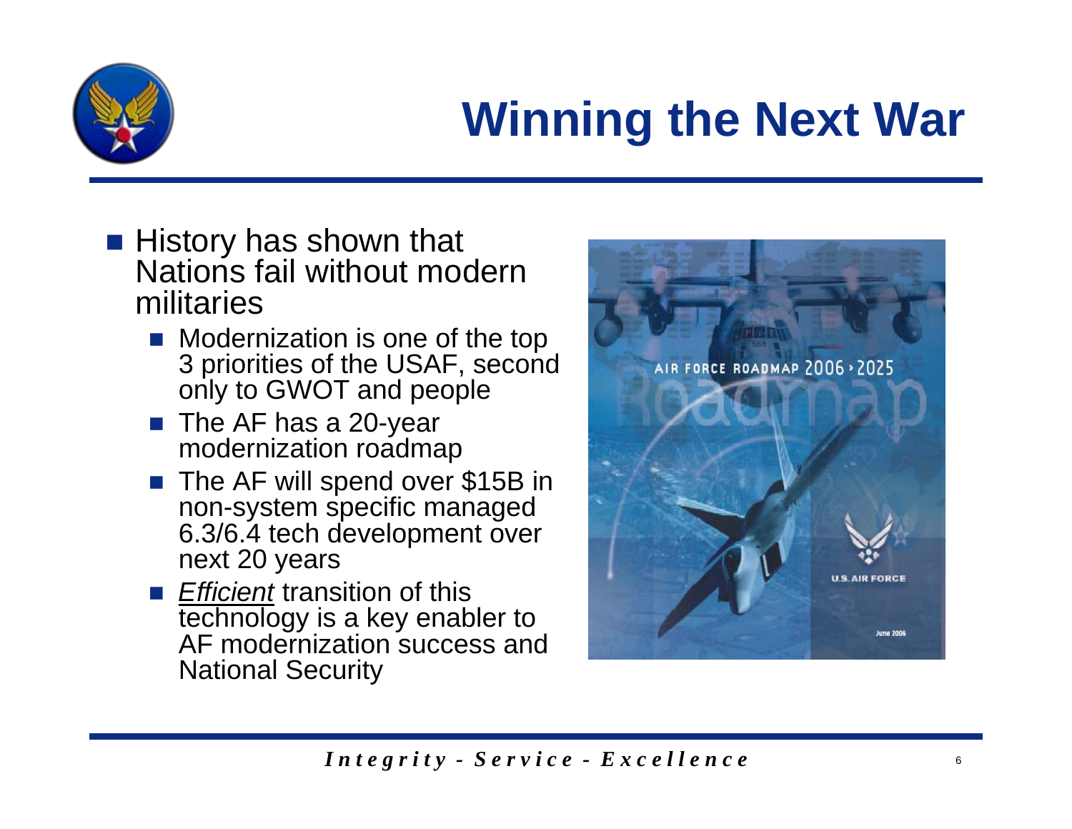# Winning the Next War

- History has shown that Nations fail without modern militaries
  - Modernization is one of the top 3 priorities of the USAF, second only to GWOT and people
  - The AF has a 20-year modernization roadmap
  - The AF will spend over $15B in non-system specific managed 6.3/6.4 tech development over next 20 years
  - <u>*Efficient*</u> transition of this technology is a key enabler to AF modernization success and National Security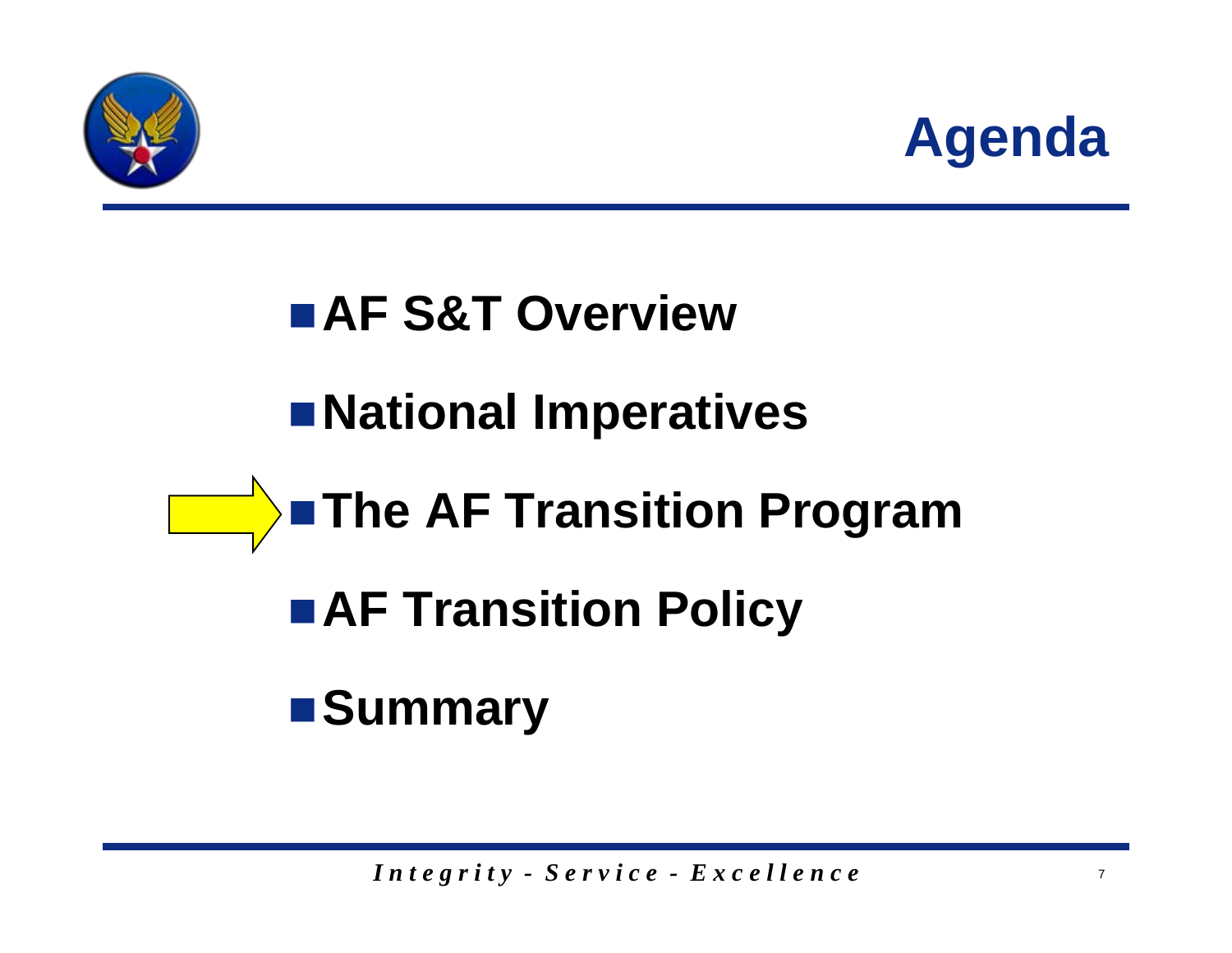# Agenda

- AF S&T Overview
- National Imperatives
- The AF Transition Program
- AF Transition Policy
- Summary

*Integrity - Service - Excellence*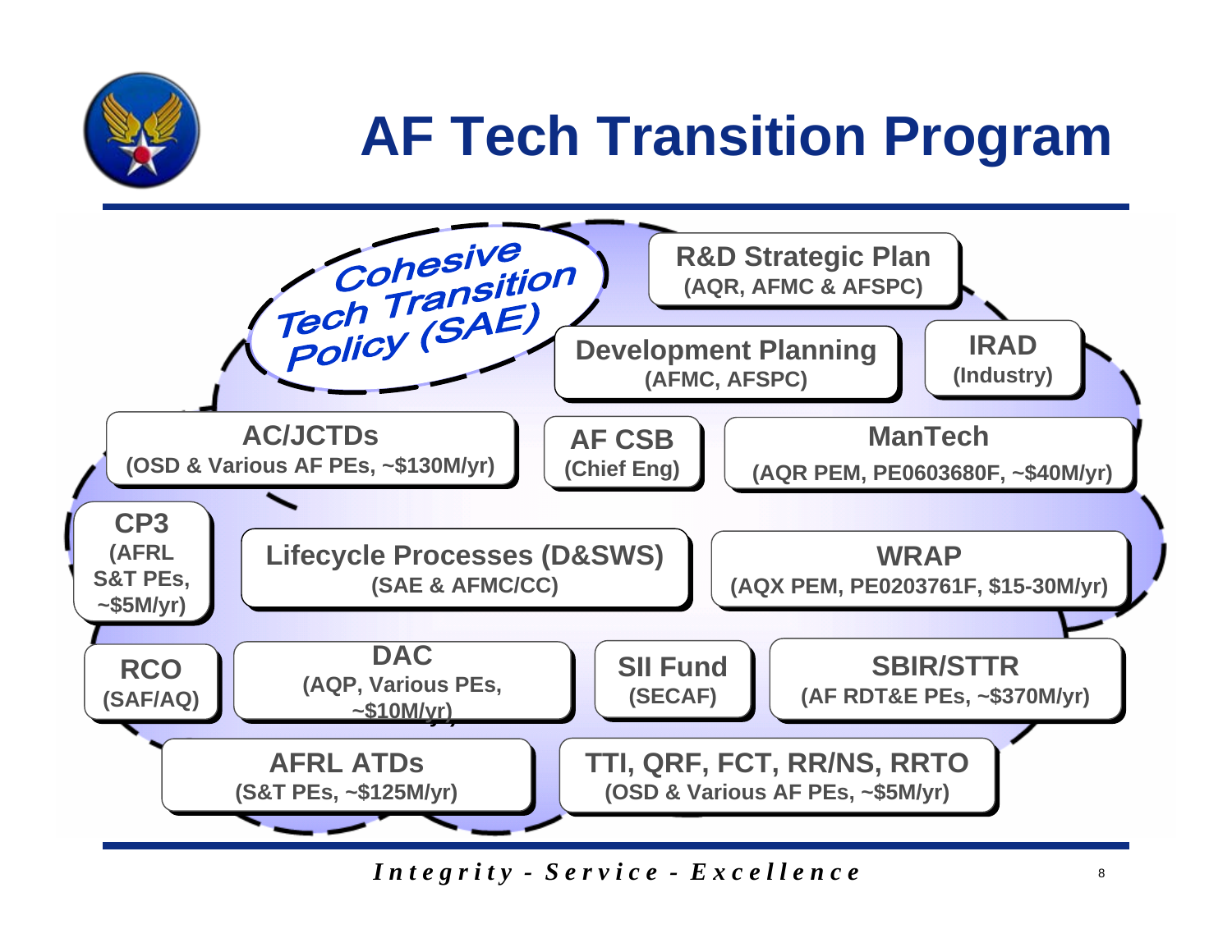# AF Tech Transition Program

*Cohesive Tech Transition Policy (SAE)*

- **R&D Strategic Plan** (AQR, AFMC & AFSPC)
- **Development Planning** (AFMC, AFSPC)
- **IRAD** (Industry)
- **AC/JCTDs** (OSD & Various AF PEs, ~$130M/yr)
- **AF CSB** (Chief Eng)
- **ManTech** (AQR PEM, PE0603680F, ~$40M/yr)
- **CP3** (AFRL S&T PEs, ~$5M/yr)
- **Lifecycle Processes (D&SWS)** (SAE & AFMC/CC)
- **WRAP** (AQX PEM, PE0203761F, $15-30M/yr)
- **RCO** (SAF/AQ)
- **DAC** (AQP, Various PEs, ~$10M/yr)
- **SII Fund** (SECAF)
- **SBIR/STTR** (AF RDT&E PEs, ~$370M/yr)
- **AFRL ATDs** (S&T PEs, ~$125M/yr)
- **TTI, QRF, FCT, RR/NS, RRTO** (OSD & Various AF PEs, ~$5M/yr)

*Integrity - Service - Excellence*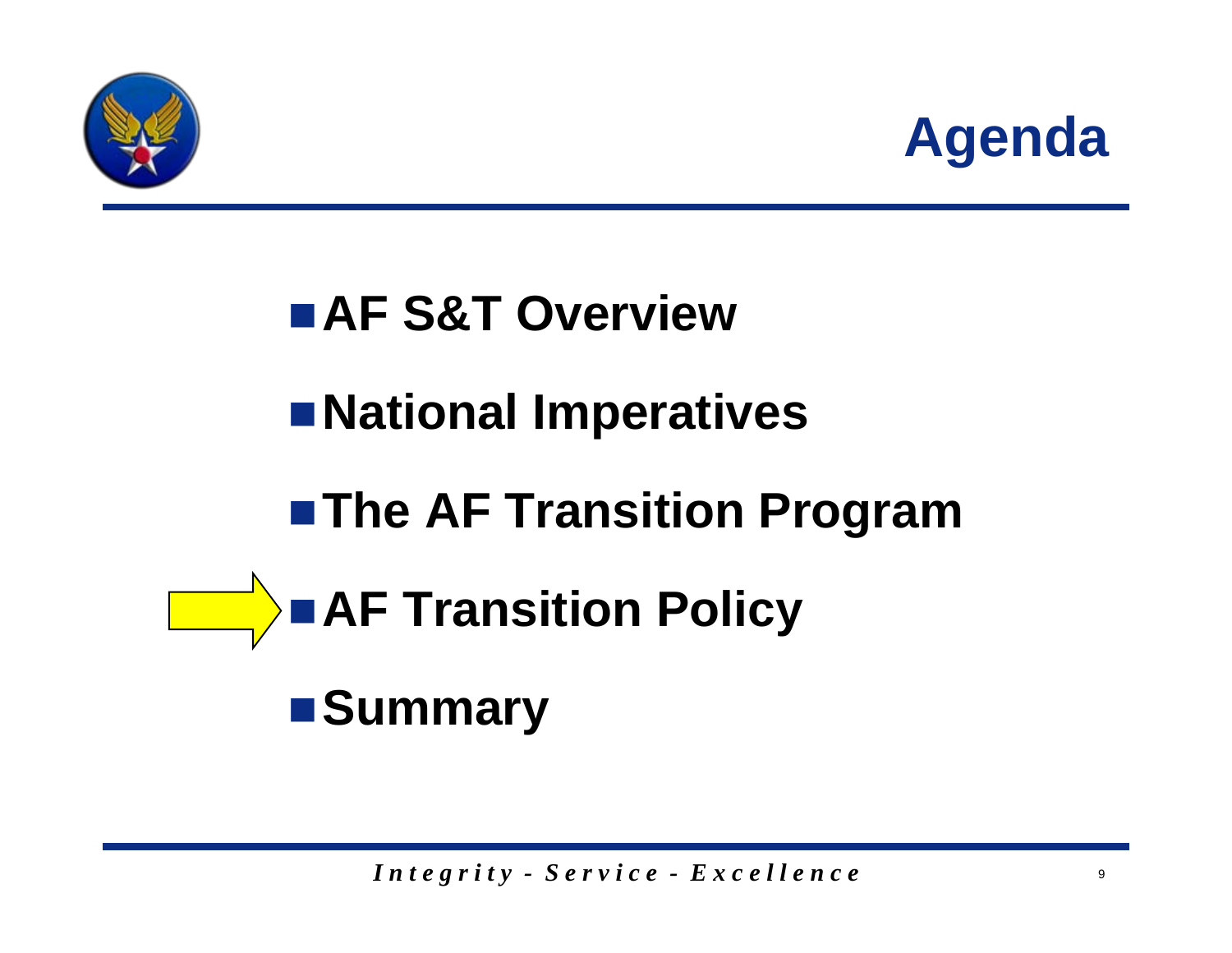# Agenda

- **AF S&T Overview**
- **National Imperatives**
- **The AF Transition Program**
- **AF Transition Policy**
- **Summary**

*Integrity - Service - Excellence*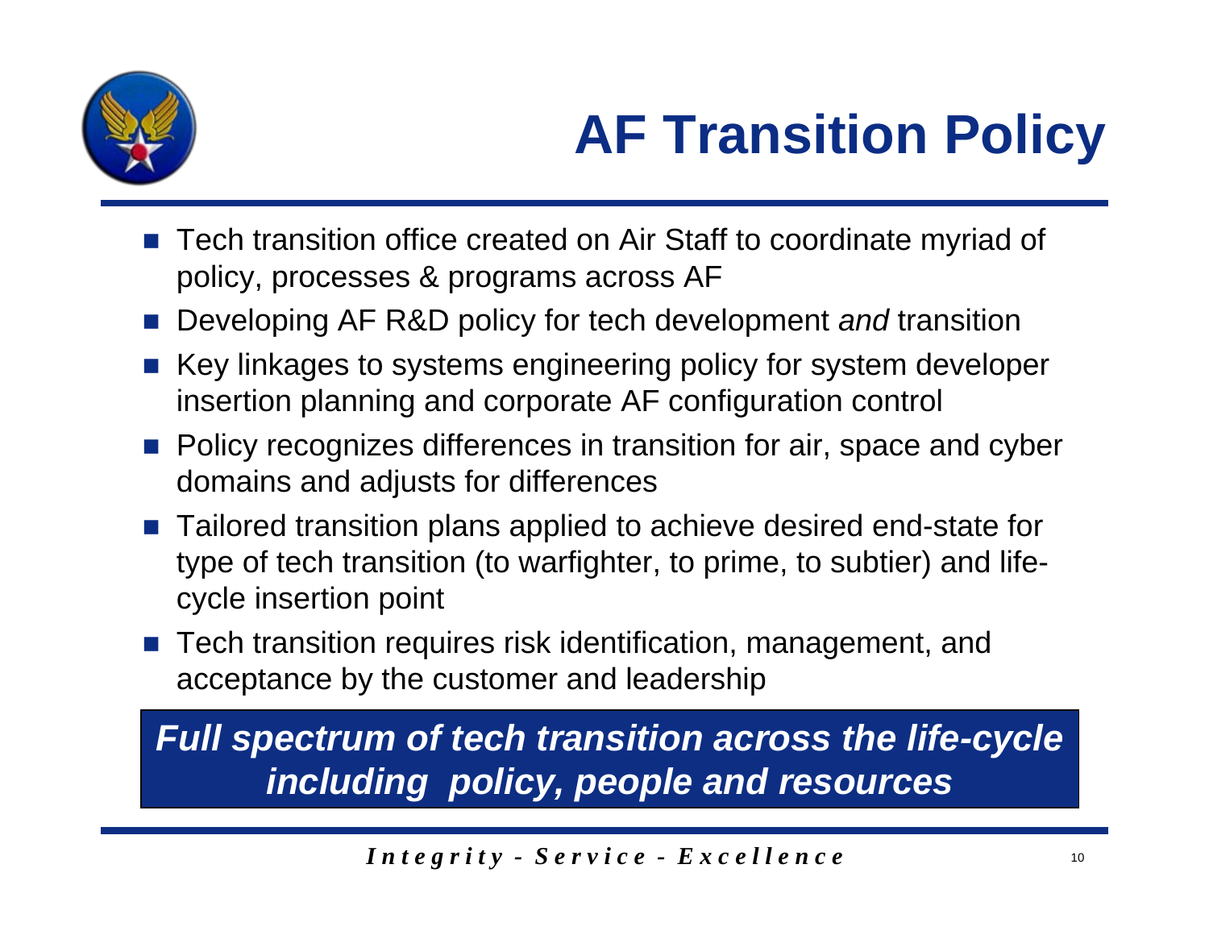# AF Transition Policy

- Tech transition office created on Air Staff to coordinate myriad of policy, processes & programs across AF
- Developing AF R&D policy for tech development *and* transition
- Key linkages to systems engineering policy for system developer insertion planning and corporate AF configuration control
- Policy recognizes differences in transition for air, space and cyber domains and adjusts for differences
- Tailored transition plans applied to achieve desired end-state for type of tech transition (to warfighter, to prime, to subtier) and life-cycle insertion point
- Tech transition requires risk identification, management, and acceptance by the customer and leadership

***Full spectrum of tech transition across the life-cycle including policy, people and resources***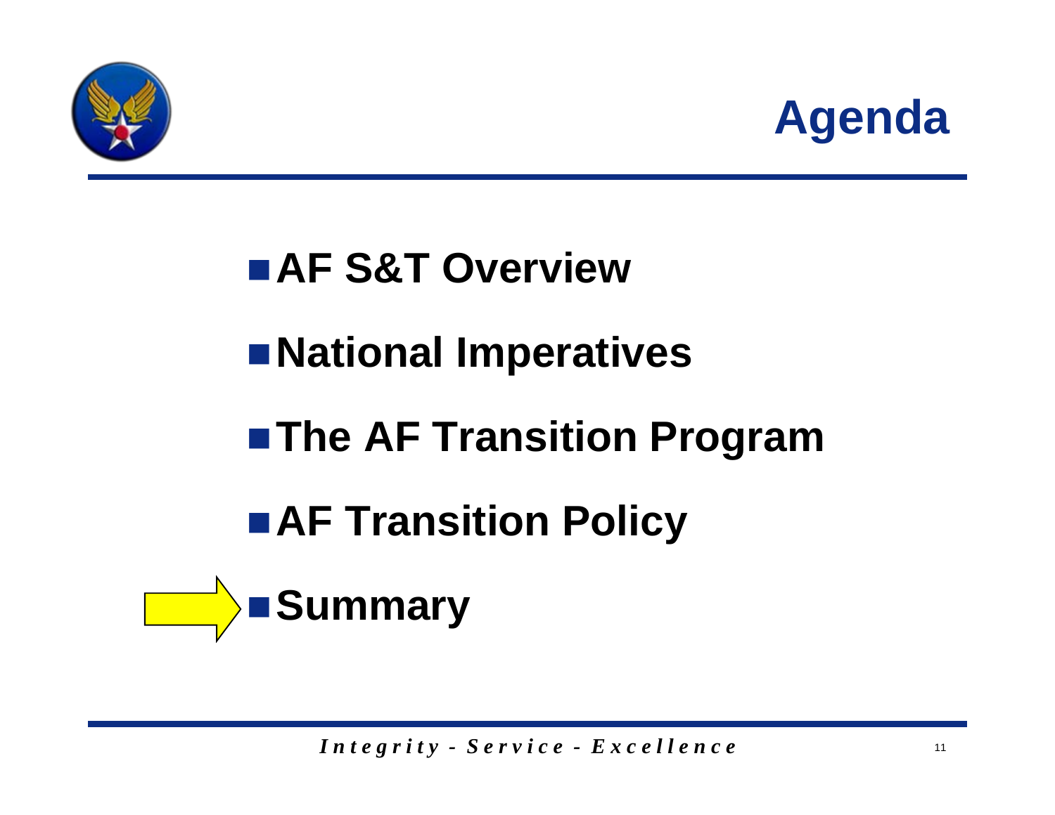# Agenda

- AF S&T Overview
- National Imperatives
- The AF Transition Program
- AF Transition Policy
- Summary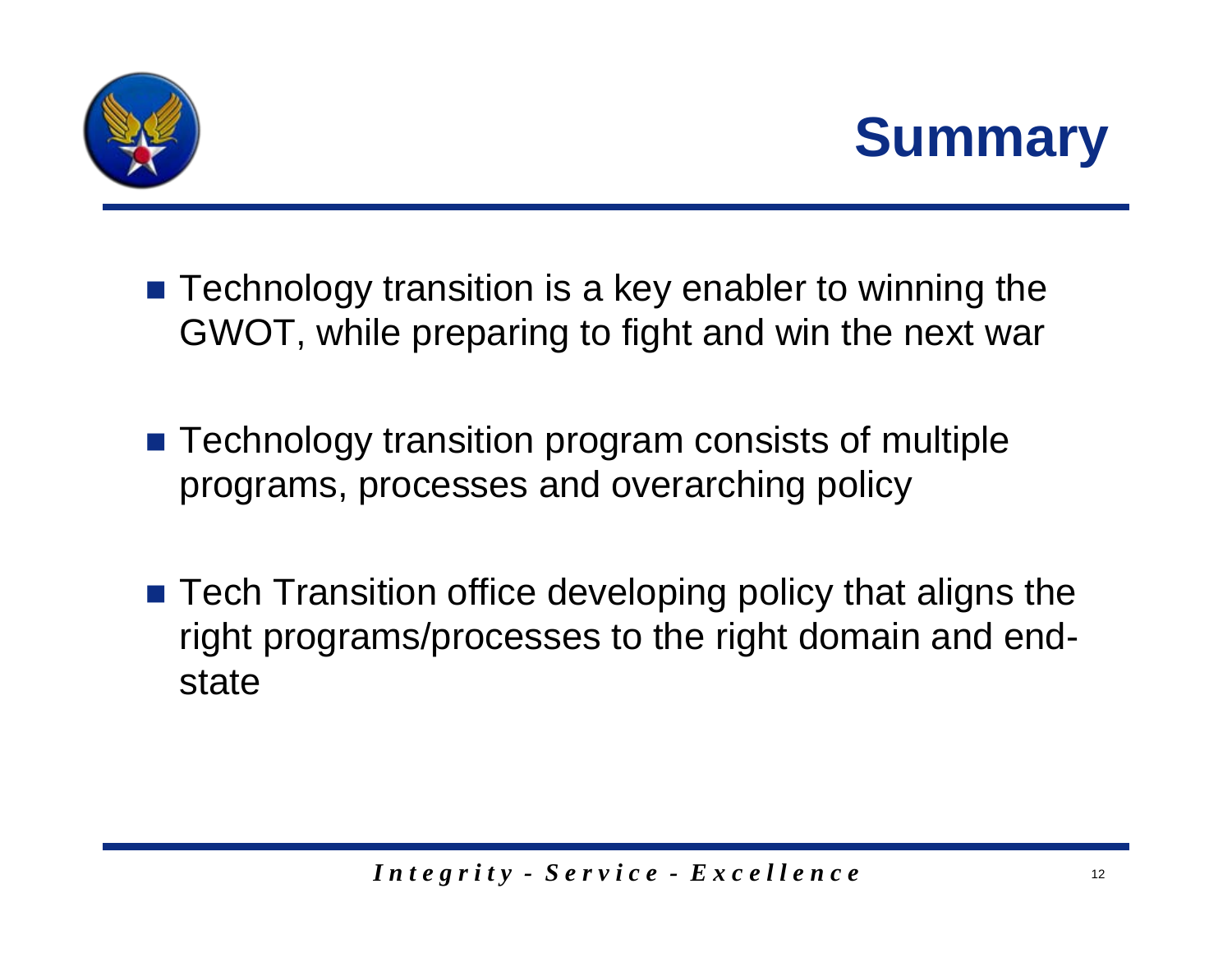# Summary

- Technology transition is a key enabler to winning the GWOT, while preparing to fight and win the next war
- Technology transition program consists of multiple programs, processes and overarching policy
- Tech Transition office developing policy that aligns the right programs/processes to the right domain and end-state

*Integrity - Service - Excellence*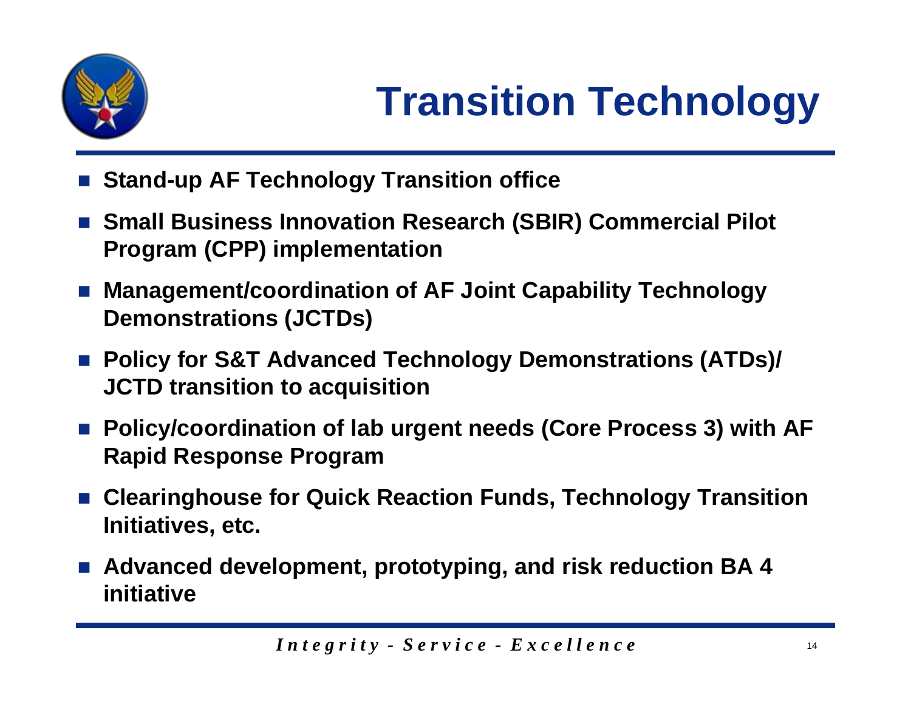# Transition Technology

- **Stand-up AF Technology Transition office**
- **Small Business Innovation Research (SBIR) Commercial Pilot Program (CPP) implementation**
- **Management/coordination of AF Joint Capability Technology Demonstrations (JCTDs)**
- **Policy for S&T Advanced Technology Demonstrations (ATDs)/ JCTD transition to acquisition**
- **Policy/coordination of lab urgent needs (Core Process 3) with AF Rapid Response Program**
- **Clearinghouse for Quick Reaction Funds, Technology Transition Initiatives, etc.**
- **Advanced development, prototyping, and risk reduction BA 4 initiative**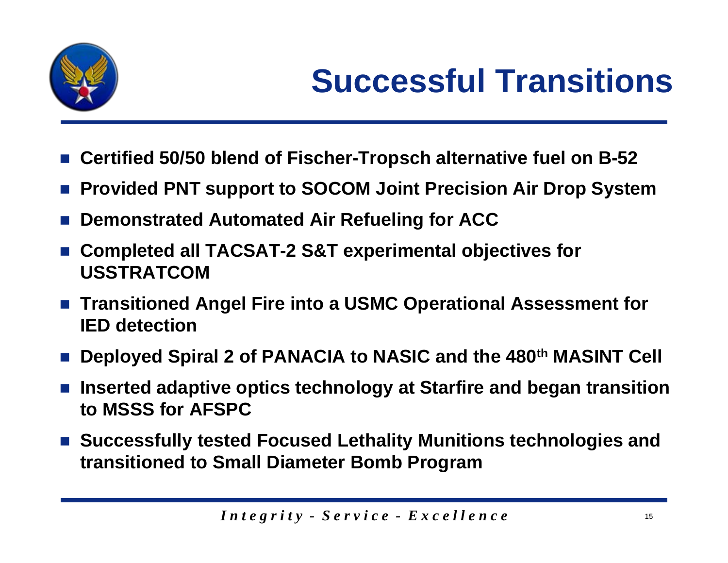# Successful Transitions

- **Certified 50/50 blend of Fischer-Tropsch alternative fuel on B-52**
- **Provided PNT support to SOCOM Joint Precision Air Drop System**
- **Demonstrated Automated Air Refueling for ACC**
- **Completed all TACSAT-2 S&T experimental objectives for USSTRATCOM**
- **Transitioned Angel Fire into a USMC Operational Assessment for IED detection**
- **Deployed Spiral 2 of PANACIA to NASIC and the 480th MASINT Cell**
- **Inserted adaptive optics technology at Starfire and began transition to MSSS for AFSPC**
- **Successfully tested Focused Lethality Munitions technologies and transitioned to Small Diameter Bomb Program**

*Integrity - Service - Excellence*